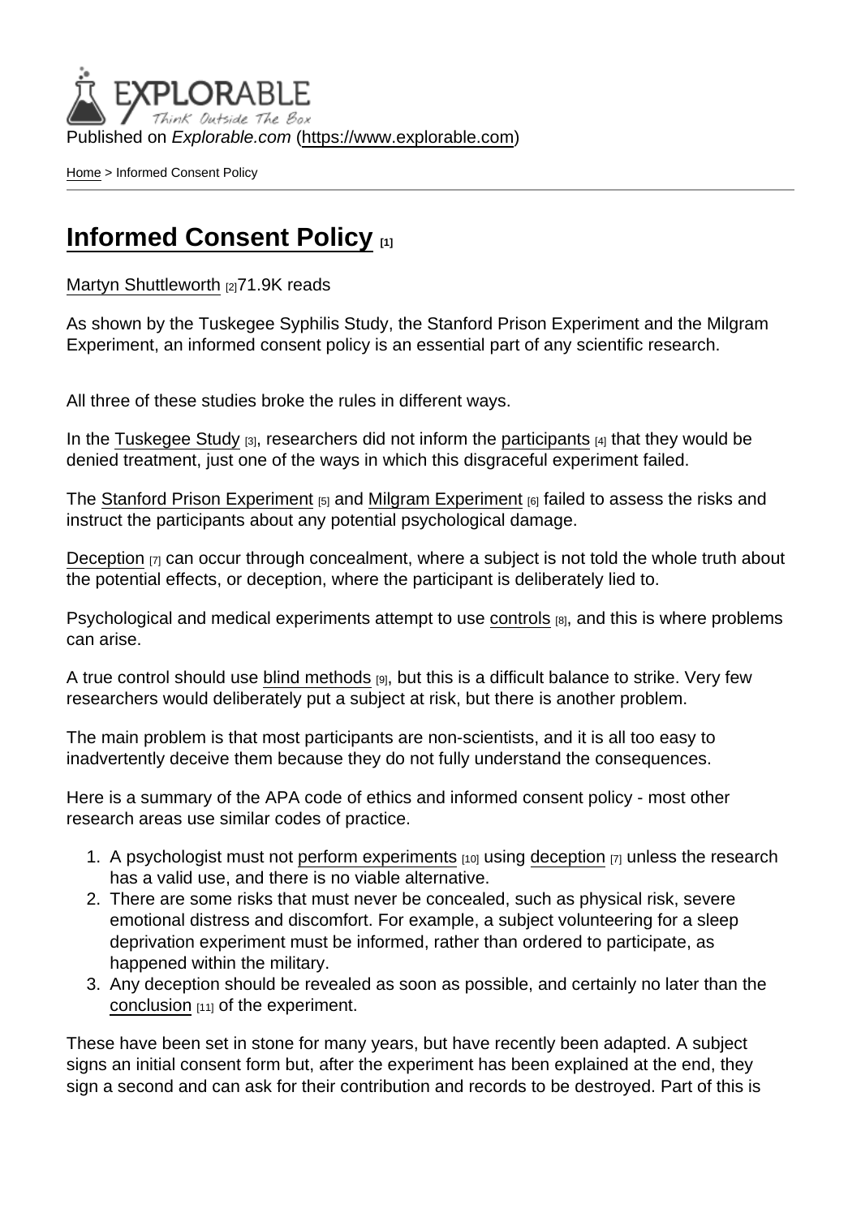Published on *Explorable.com* (https://www.explorable.com)

Home > Informed Consent Policy

# Informed Consent Policy [1]

Martyn Shuttleworth [2]71.9K reads

As shown by the Tuskegee Syphilis Study, the Stanford Prison Experiment and the Milgram Experiment, an informed consent policy is an essential part of any scientific research.

All three of these studies broke the rules in different ways.

In the Tuskegee Study [3], researchers did not inform the participants [4] that they would be denied treatment, just one of the ways in which this disgraceful experiment failed.

The Stanford Prison Experiment [5] and Milgram Experiment [6] failed to assess the risks and instruct the participants about any potential psychological damage.

Deception [7] can occur through concealment, where a subject is not told the whole truth about the potential effects, or deception, where the participant is deliberately lied to.

Psychological and medical experiments attempt to use controls [8], and this is where problems can arise.

A true control should use blind methods [9], but this is a difficult balance to strike. Very few researchers would deliberately put a subject at risk, but there is another problem.

The main problem is that most participants are non-scientists, and it is all too easy to inadvertently deceive them because they do not fully understand the consequences.

Here is a summary of the APA code of ethics and informed consent policy - most other research areas use similar codes of practice.

1. A psychologist must not perform experiments [10] using deception [7] unless the research has a valid use, and there is no viable alternative.
2. There are some risks that must never be concealed, such as physical risk, severe emotional distress and discomfort. For example, a subject volunteering for a sleep deprivation experiment must be informed, rather than ordered to participate, as happened within the military.
3. Any deception should be revealed as soon as possible, and certainly no later than the conclusion [11] of the experiment.

These have been set in stone for many years, but have recently been adapted. A subject signs an initial consent form but, after the experiment has been explained at the end, they sign a second and can ask for their contribution and records to be destroyed. Part of this is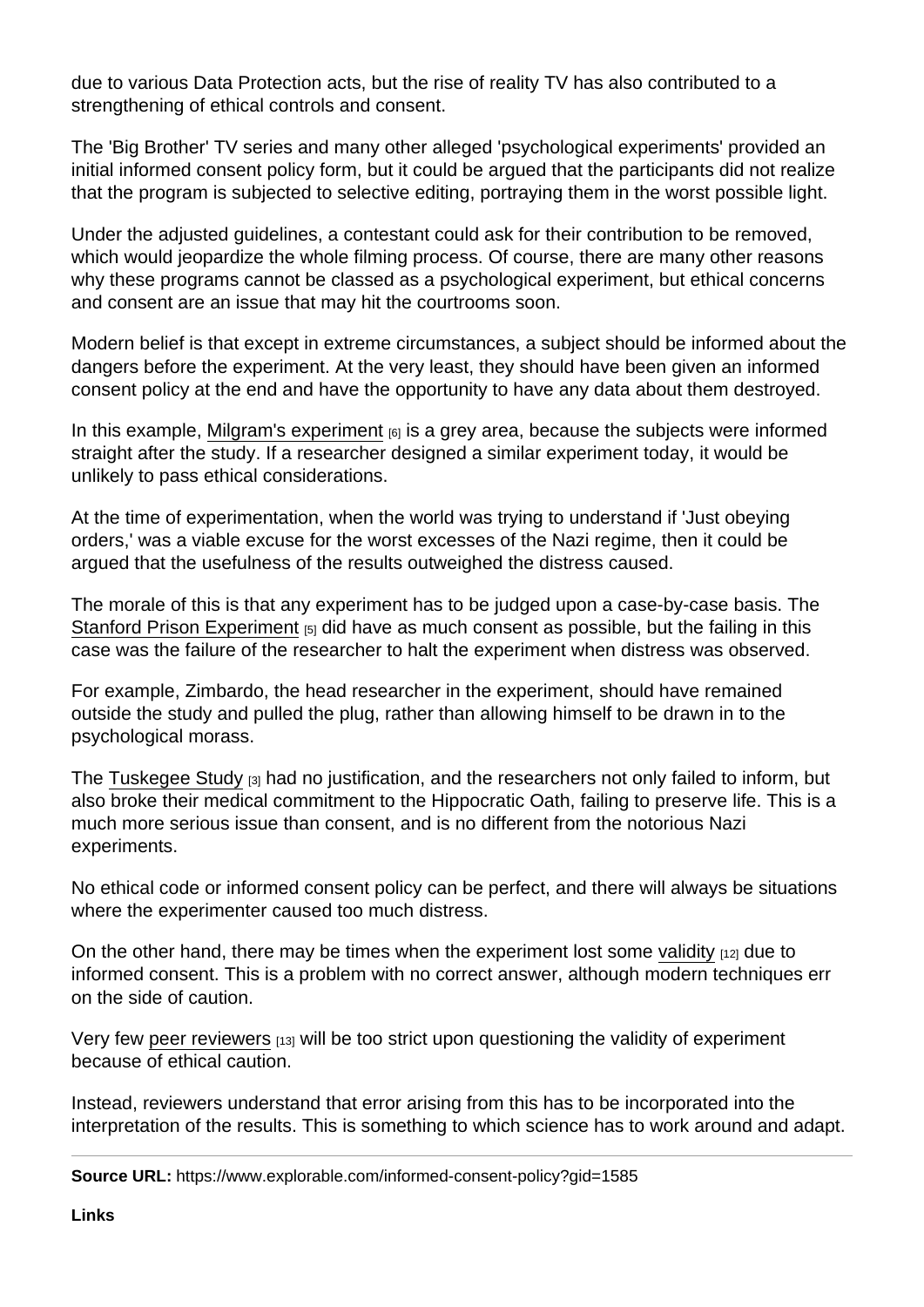due to various Data Protection acts, but the rise of reality TV has also contributed to a strengthening of ethical controls and consent.

The 'Big Brother' TV series and many other alleged 'psychological experiments' provided an initial informed consent policy form, but it could be argued that the participants did not realize that the program is subjected to selective editing, portraying them in the worst possible light.

Under the adjusted guidelines, a contestant could ask for their contribution to be removed, which would jeopardize the whole filming process. Of course, there are many other reasons why these programs cannot be classed as a psychological experiment, but ethical concerns and consent are an issue that may hit the courtrooms soon.

Modern belief is that except in extreme circumstances, a subject should be informed about the dangers before the experiment. At the very least, they should have been given an informed consent policy at the end and have the opportunity to have any data about them destroyed.

In this example, Milgram's experiment [6] is a grey area, because the subjects were informed straight after the study. If a researcher designed a similar experiment today, it would be unlikely to pass ethical considerations.

At the time of experimentation, when the world was trying to understand if 'Just obeying orders,' was a viable excuse for the worst excesses of the Nazi regime, then it could be argued that the usefulness of the results outweighed the distress caused.

The morale of this is that any experiment has to be judged upon a case-by-case basis. The Stanford Prison Experiment [5] did have as much consent as possible, but the failing in this case was the failure of the researcher to halt the experiment when distress was observed.

For example, Zimbardo, the head researcher in the experiment, should have remained outside the study and pulled the plug, rather than allowing himself to be drawn in to the psychological morass.

The Tuskegee Study [3] had no justification, and the researchers not only failed to inform, but also broke their medical commitment to the Hippocratic Oath, failing to preserve life. This is a much more serious issue than consent, and is no different from the notorious Nazi experiments.

No ethical code or informed consent policy can be perfect, and there will always be situations where the experimenter caused too much distress.

On the other hand, there may be times when the experiment lost some validity [12] due to informed consent. This is a problem with no correct answer, although modern techniques err on the side of caution.

Very few peer reviewers [13] will be too strict upon questioning the validity of experiment because of ethical caution.

Instead, reviewers understand that error arising from this has to be incorporated into the interpretation of the results. This is something to which science has to work around and adapt.

---

**Source URL:** https://www.explorable.com/informed-consent-policy?gid=1585

**Links**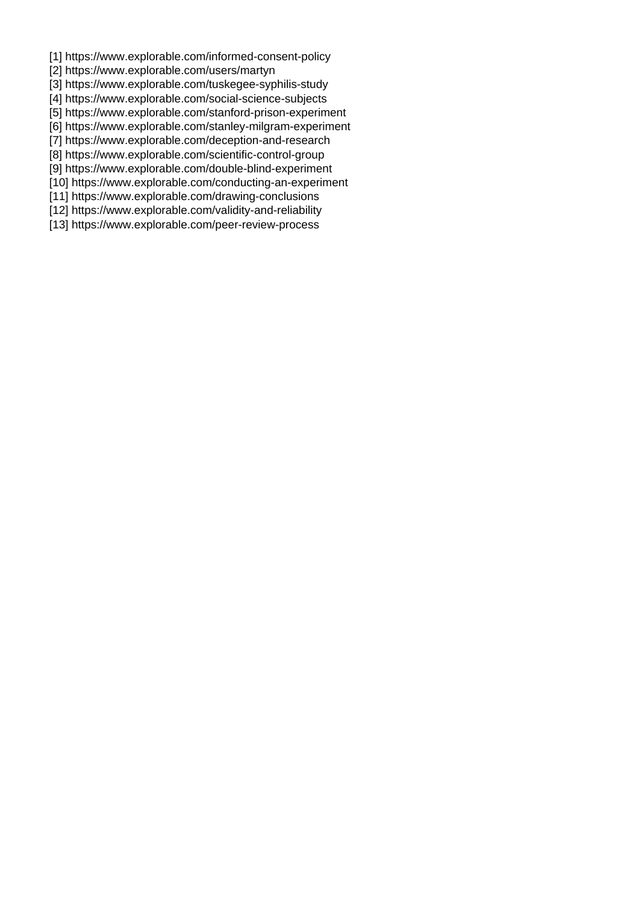[1] https://www.explorable.com/informed-consent-policy
[2] https://www.explorable.com/users/martyn
[3] https://www.explorable.com/tuskegee-syphilis-study
[4] https://www.explorable.com/social-science-subjects
[5] https://www.explorable.com/stanford-prison-experiment
[6] https://www.explorable.com/stanley-milgram-experiment
[7] https://www.explorable.com/deception-and-research
[8] https://www.explorable.com/scientific-control-group
[9] https://www.explorable.com/double-blind-experiment
[10] https://www.explorable.com/conducting-an-experiment
[11] https://www.explorable.com/drawing-conclusions
[12] https://www.explorable.com/validity-and-reliability
[13] https://www.explorable.com/peer-review-process